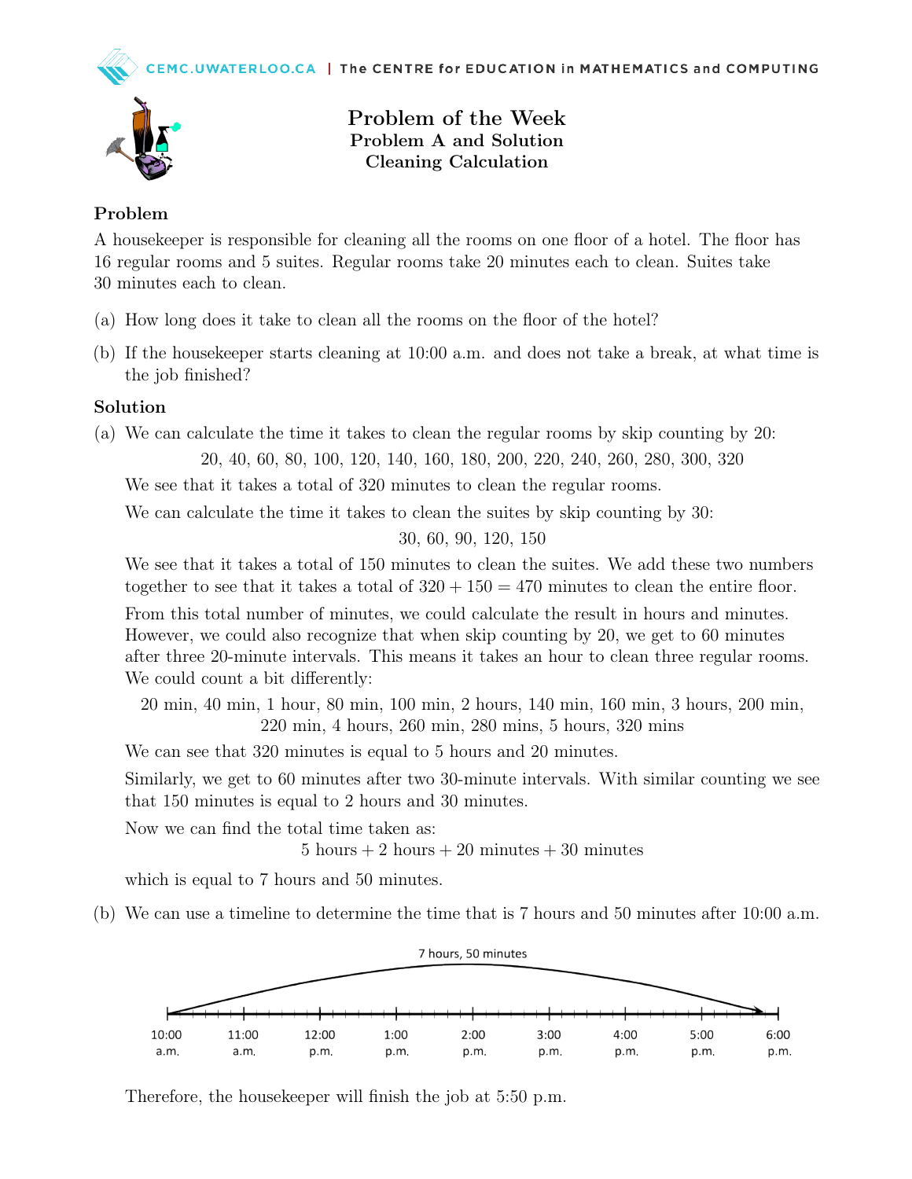# Problem of the Week
## Problem A and Solution
## Cleaning Calculation

### Problem

A housekeeper is responsible for cleaning all the rooms on one floor of a hotel. The floor has 16 regular rooms and 5 suites. Regular rooms take 20 minutes each to clean. Suites take 30 minutes each to clean.

(a) How long does it take to clean all the rooms on the floor of the hotel?

(b) If the housekeeper starts cleaning at 10:00 a.m. and does not take a break, at what time is the job finished?

### Solution

(a) We can calculate the time it takes to clean the regular rooms by skip counting by 20:

20, 40, 60, 80, 100, 120, 140, 160, 180, 200, 220, 240, 260, 280, 300, 320

We see that it takes a total of 320 minutes to clean the regular rooms.

We can calculate the time it takes to clean the suites by skip counting by 30:

30, 60, 90, 120, 150

We see that it takes a total of 150 minutes to clean the suites. We add these two numbers together to see that it takes a total of $320 + 150 = 470$ minutes to clean the entire floor.

From this total number of minutes, we could calculate the result in hours and minutes. However, we could also recognize that when skip counting by 20, we get to 60 minutes after three 20-minute intervals. This means it takes an hour to clean three regular rooms. We could count a bit differently:

20 min, 40 min, 1 hour, 80 min, 100 min, 2 hours, 140 min, 160 min, 3 hours, 200 min, 220 min, 4 hours, 260 min, 280 mins, 5 hours, 320 mins

We can see that 320 minutes is equal to 5 hours and 20 minutes.

Similarly, we get to 60 minutes after two 30-minute intervals. With similar counting we see that 150 minutes is equal to 2 hours and 30 minutes.

Now we can find the total time taken as:

5 hours + 2 hours + 20 minutes + 30 minutes

which is equal to 7 hours and 50 minutes.

(b) We can use a timeline to determine the time that is 7 hours and 50 minutes after 10:00 a.m.

7 hours, 50 minutes

10:00 a.m. | 11:00 a.m. | 12:00 p.m. | 1:00 p.m. | 2:00 p.m. | 3:00 p.m. | 4:00 p.m. | 5:00 p.m. | 6:00 p.m.

Therefore, the housekeeper will finish the job at 5:50 p.m.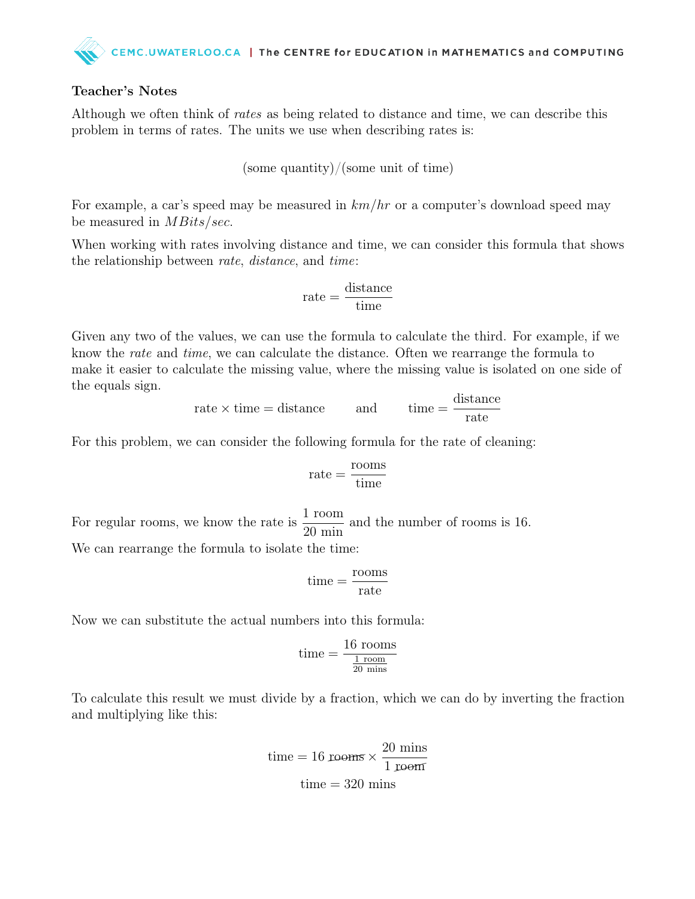### Teacher's Notes

Although we often think of *rates* as being related to distance and time, we can describe this problem in terms of rates. The units we use when describing rates is:

$$\text{(some quantity)/(some unit of time)}$$

For example, a car's speed may be measured in $km/hr$ or a computer's download speed may be measured in $MBits/sec$.

When working with rates involving distance and time, we can consider this formula that shows the relationship between *rate*, *distance*, and *time*:

$$\text{rate} = \frac{\text{distance}}{\text{time}}$$

Given any two of the values, we can use the formula to calculate the third. For example, if we know the *rate* and *time*, we can calculate the distance. Often we rearrange the formula to make it easier to calculate the missing value, where the missing value is isolated on one side of the equals sign.

$$\text{rate} \times \text{time} = \text{distance} \qquad \text{and} \qquad \text{time} = \frac{\text{distance}}{\text{rate}}$$

For this problem, we can consider the following formula for the rate of cleaning:

$$\text{rate} = \frac{\text{rooms}}{\text{time}}$$

For regular rooms, we know the rate is $\frac{1 \text{ room}}{20 \text{ min}}$ and the number of rooms is 16.

We can rearrange the formula to isolate the time:

$$\text{time} = \frac{\text{rooms}}{\text{rate}}$$

Now we can substitute the actual numbers into this formula:

$$\text{time} = \frac{16 \text{ rooms}}{\frac{1 \text{ room}}{20 \text{ mins}}}$$

To calculate this result we must divide by a fraction, which we can do by inverting the fraction and multiplying like this:

$$\text{time} = 16 \,\cancel{\text{rooms}} \times \frac{20 \text{ mins}}{1 \,\cancel{\text{room}}}$$

$$\text{time} = 320 \text{ mins}$$